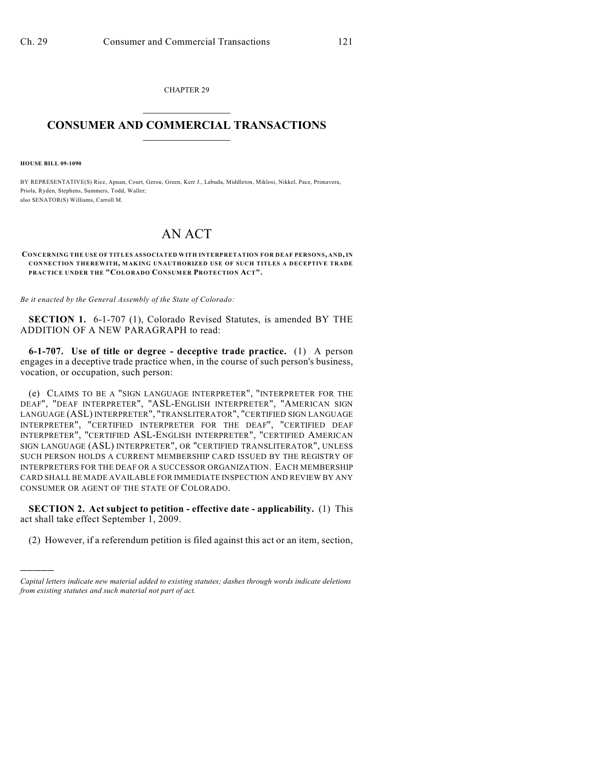CHAPTER 29

# CONSUMER AND COMMERCIAL TRANSACTIONS

**HOUSE BILL 09-1090**

BY REPRESENTATIVE(S) Rice, Apuan, Court, Gerou, Green, Kerr J., Labuda, Middleton, Miklosi, Nikkel, Pace, Primavera, Priola, Ryden, Stephens, Summers, Todd, Waller;
also SENATOR(S) Williams, Carroll M.

# AN ACT

**CONCERNING THE USE OF TITLES ASSOCIATED WITH INTERPRETATION FOR DEAF PERSONS, AND, IN CONNECTION THEREWITH, MAKING UNAUTHORIZED USE OF SUCH TITLES A DECEPTIVE TRADE PRACTICE UNDER THE "COLORADO CONSUMER PROTECTION ACT".**

*Be it enacted by the General Assembly of the State of Colorado:*

**SECTION 1.** 6-1-707 (1), Colorado Revised Statutes, is amended BY THE ADDITION OF A NEW PARAGRAPH to read:

**6-1-707. Use of title or degree - deceptive trade practice.** (1) A person engages in a deceptive trade practice when, in the course of such person's business, vocation, or occupation, such person:

(e) CLAIMS TO BE A "SIGN LANGUAGE INTERPRETER", "INTERPRETER FOR THE DEAF", "DEAF INTERPRETER", "ASL-ENGLISH INTERPRETER", "AMERICAN SIGN LANGUAGE (ASL) INTERPRETER", "TRANSLITERATOR", "CERTIFIED SIGN LANGUAGE INTERPRETER", "CERTIFIED INTERPRETER FOR THE DEAF", "CERTIFIED DEAF INTERPRETER", "CERTIFIED ASL-ENGLISH INTERPRETER", "CERTIFIED AMERICAN SIGN LANGUAGE (ASL) INTERPRETER", OR "CERTIFIED TRANSLITERATOR", UNLESS SUCH PERSON HOLDS A CURRENT MEMBERSHIP CARD ISSUED BY THE REGISTRY OF INTERPRETERS FOR THE DEAF OR A SUCCESSOR ORGANIZATION. EACH MEMBERSHIP CARD SHALL BE MADE AVAILABLE FOR IMMEDIATE INSPECTION AND REVIEW BY ANY CONSUMER OR AGENT OF THE STATE OF COLORADO.

**SECTION 2. Act subject to petition - effective date - applicability.** (1) This act shall take effect September 1, 2009.

(2) However, if a referendum petition is filed against this act or an item, section,

---

*Capital letters indicate new material added to existing statutes; dashes through words indicate deletions from existing statutes and such material not part of act.*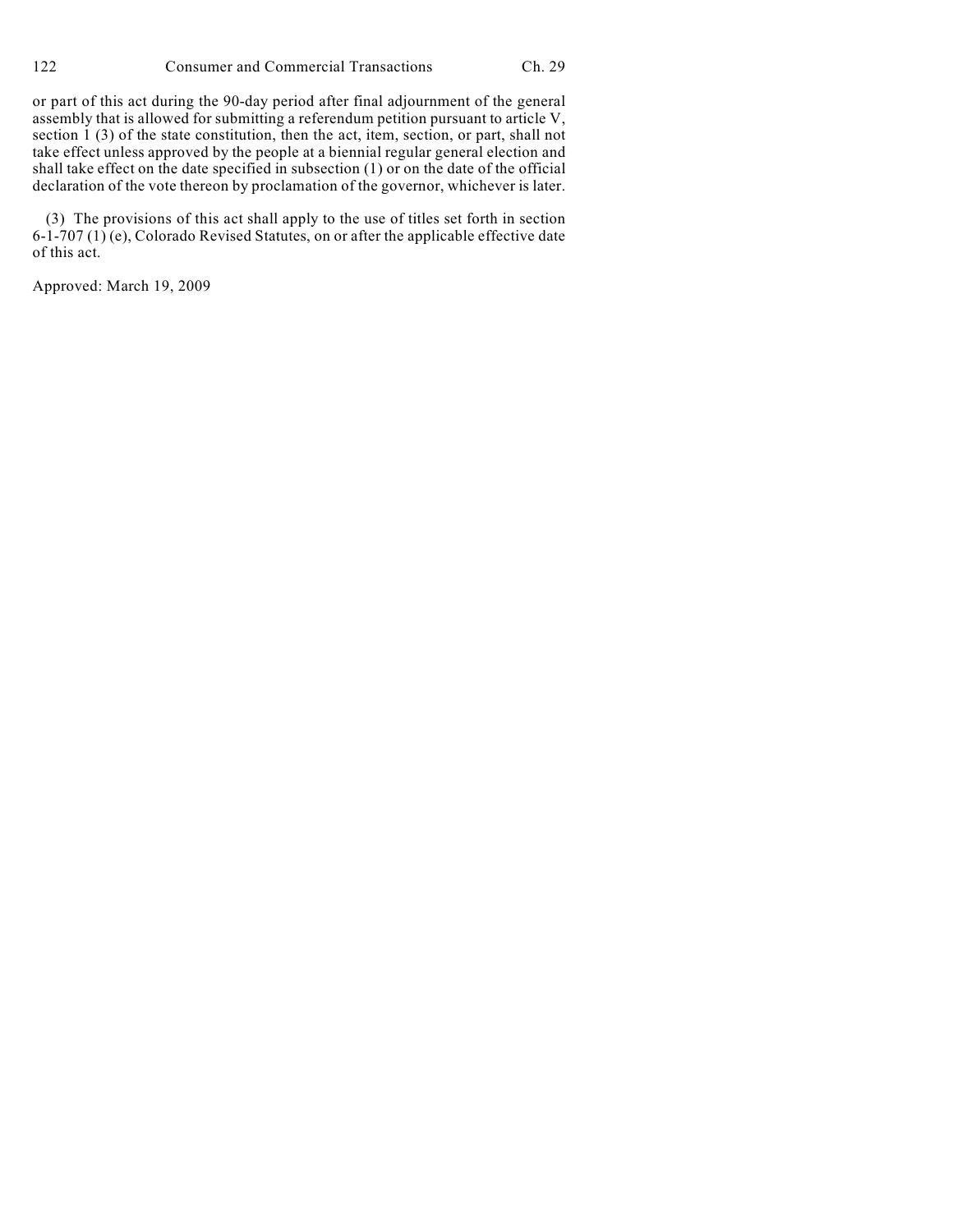or part of this act during the 90-day period after final adjournment of the general assembly that is allowed for submitting a referendum petition pursuant to article V, section 1 (3) of the state constitution, then the act, item, section, or part, shall not take effect unless approved by the people at a biennial regular general election and shall take effect on the date specified in subsection (1) or on the date of the official declaration of the vote thereon by proclamation of the governor, whichever is later.

(3) The provisions of this act shall apply to the use of titles set forth in section 6-1-707 (1) (e), Colorado Revised Statutes, on or after the applicable effective date of this act.

Approved: March 19, 2009